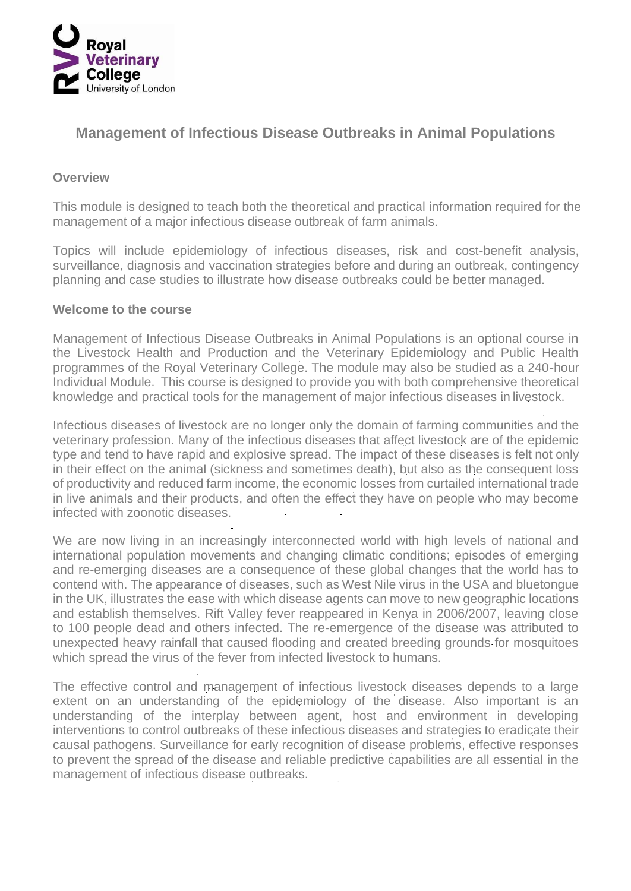# Management of Infectious Disease Outbreaks in Animal Populations

### Overview

This module is designed to teach both the theoretical and practical information required for the management of a major infectious disease outbreak of farm animals.

Topics will include epidemiology of infectious diseases, risk and cost-benefit analysis, surveillance, diagnosis and vaccination strategies before and during an outbreak, contingency planning and case studies to illustrate how disease outbreaks could be better managed.

### Welcome to the course

Management of Infectious Disease Outbreaks in Animal Populations is an optional course in the Livestock Health and Production and the Veterinary Epidemiology and Public Health programmes of the Royal Veterinary College. The module may also be studied as a 240-hour Individual Module. This course is designed to provide you with both comprehensive theoretical knowledge and practical tools for the management of major infectious diseases in livestock.

Infectious diseases of livestock are no longer only the domain of farming communities and the veterinary profession. Many of the infectious diseases that affect livestock are of the epidemic type and tend to have rapid and explosive spread. The impact of these diseases is felt not only in their effect on the animal (sickness and sometimes death), but also as the consequent loss of productivity and reduced farm income, the economic losses from curtailed international trade in live animals and their products, and often the effect they have on people who may become infected with zoonotic diseases.

We are now living in an increasingly interconnected world with high levels of national and international population movements and changing climatic conditions; episodes of emerging and re-emerging diseases are a consequence of these global changes that the world has to contend with. The appearance of diseases, such as West Nile virus in the USA and bluetongue in the UK, illustrates the ease with which disease agents can move to new geographic locations and establish themselves. Rift Valley fever reappeared in Kenya in 2006/2007, leaving close to 100 people dead and others infected. The re-emergence of the disease was attributed to unexpected heavy rainfall that caused flooding and created breeding grounds for mosquitoes which spread the virus of the fever from infected livestock to humans.

The effective control and management of infectious livestock diseases depends to a large extent on an understanding of the epidemiology of the disease. Also important is an understanding of the interplay between agent, host and environment in developing interventions to control outbreaks of these infectious diseases and strategies to eradicate their causal pathogens. Surveillance for early recognition of disease problems, effective responses to prevent the spread of the disease and reliable predictive capabilities are all essential in the management of infectious disease outbreaks.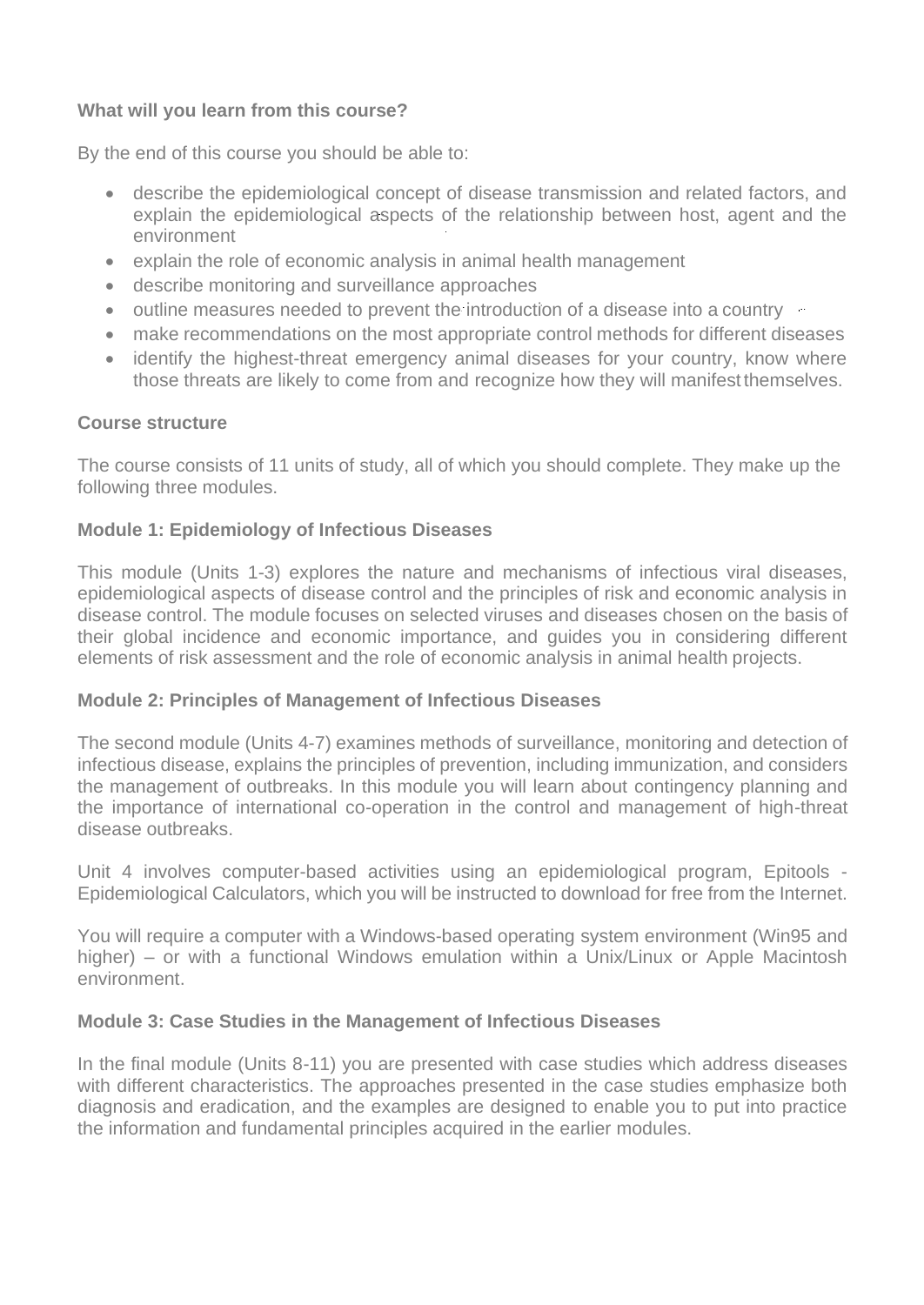**What will you learn from this course?**

By the end of this course you should be able to:

- describe the epidemiological concept of disease transmission and related factors, and explain the epidemiological aspects of the relationship between host, agent and the environment
- explain the role of economic analysis in animal health management
- describe monitoring and surveillance approaches
- outline measures needed to prevent the introduction of a disease into a country
- make recommendations on the most appropriate control methods for different diseases
- identify the highest-threat emergency animal diseases for your country, know where those threats are likely to come from and recognize how they will manifest themselves.

**Course structure**

The course consists of 11 units of study, all of which you should complete. They make up the following three modules.

**Module 1: Epidemiology of Infectious Diseases**

This module (Units 1-3) explores the nature and mechanisms of infectious viral diseases, epidemiological aspects of disease control and the principles of risk and economic analysis in disease control. The module focuses on selected viruses and diseases chosen on the basis of their global incidence and economic importance, and guides you in considering different elements of risk assessment and the role of economic analysis in animal health projects.

**Module 2: Principles of Management of Infectious Diseases**

The second module (Units 4-7) examines methods of surveillance, monitoring and detection of infectious disease, explains the principles of prevention, including immunization, and considers the management of outbreaks. In this module you will learn about contingency planning and the importance of international co-operation in the control and management of high-threat disease outbreaks.

Unit 4 involves computer-based activities using an epidemiological program, Epitools - Epidemiological Calculators, which you will be instructed to download for free from the Internet.

You will require a computer with a Windows-based operating system environment (Win95 and higher) – or with a functional Windows emulation within a Unix/Linux or Apple Macintosh environment.

**Module 3: Case Studies in the Management of Infectious Diseases**

In the final module (Units 8-11) you are presented with case studies which address diseases with different characteristics. The approaches presented in the case studies emphasize both diagnosis and eradication, and the examples are designed to enable you to put into practice the information and fundamental principles acquired in the earlier modules.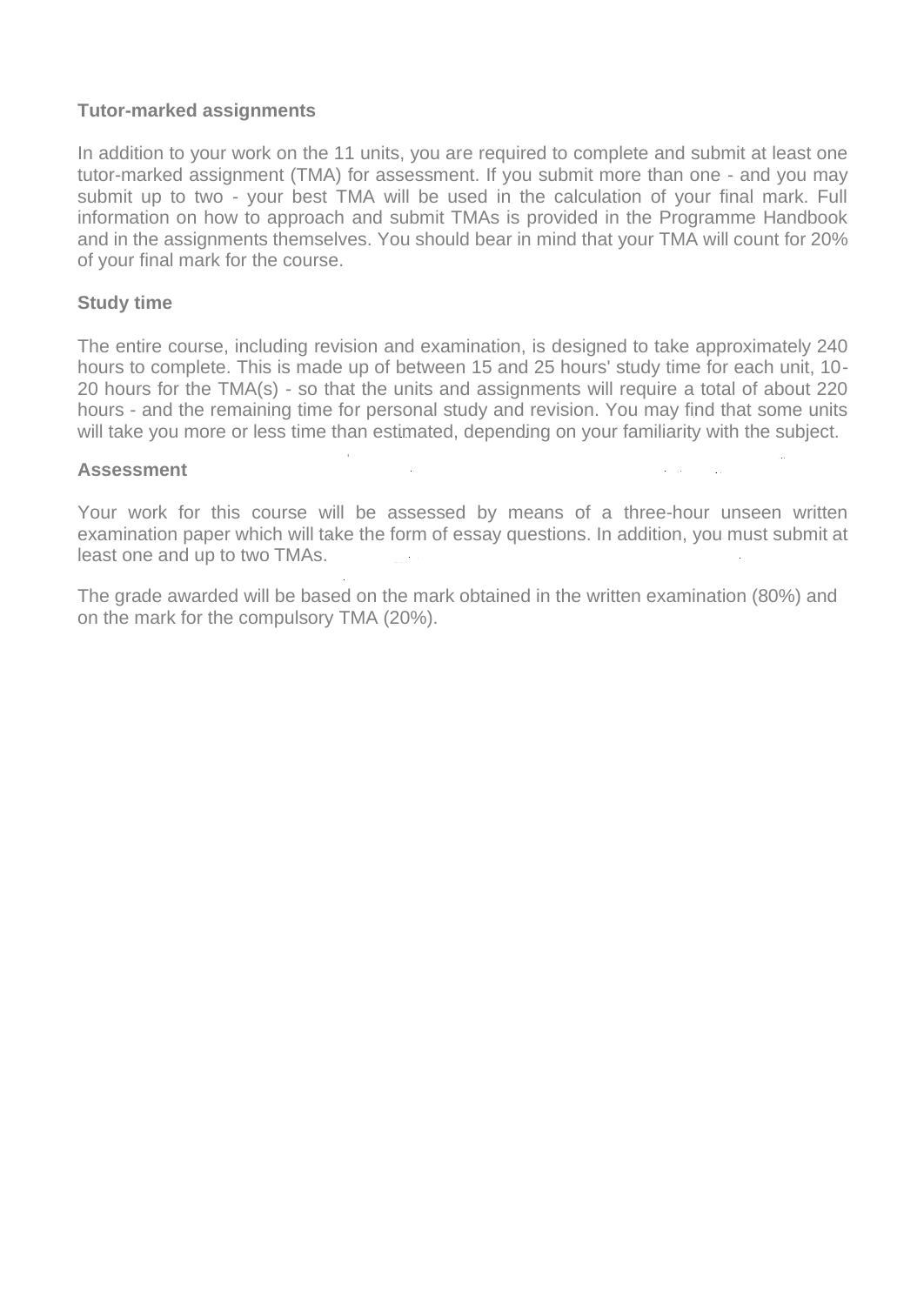### Tutor-marked assignments

In addition to your work on the 11 units, you are required to complete and submit at least one tutor-marked assignment (TMA) for assessment. If you submit more than one - and you may submit up to two - your best TMA will be used in the calculation of your final mark. Full information on how to approach and submit TMAs is provided in the Programme Handbook and in the assignments themselves. You should bear in mind that your TMA will count for 20% of your final mark for the course.

### Study time

The entire course, including revision and examination, is designed to take approximately 240 hours to complete. This is made up of between 15 and 25 hours' study time for each unit, 10-20 hours for the TMA(s) - so that the units and assignments will require a total of about 220 hours - and the remaining time for personal study and revision. You may find that some units will take you more or less time than estimated, depending on your familiarity with the subject.

### Assessment

Your work for this course will be assessed by means of a three-hour unseen written examination paper which will take the form of essay questions. In addition, you must submit at least one and up to two TMAs.

The grade awarded will be based on the mark obtained in the written examination (80%) and on the mark for the compulsory TMA (20%).